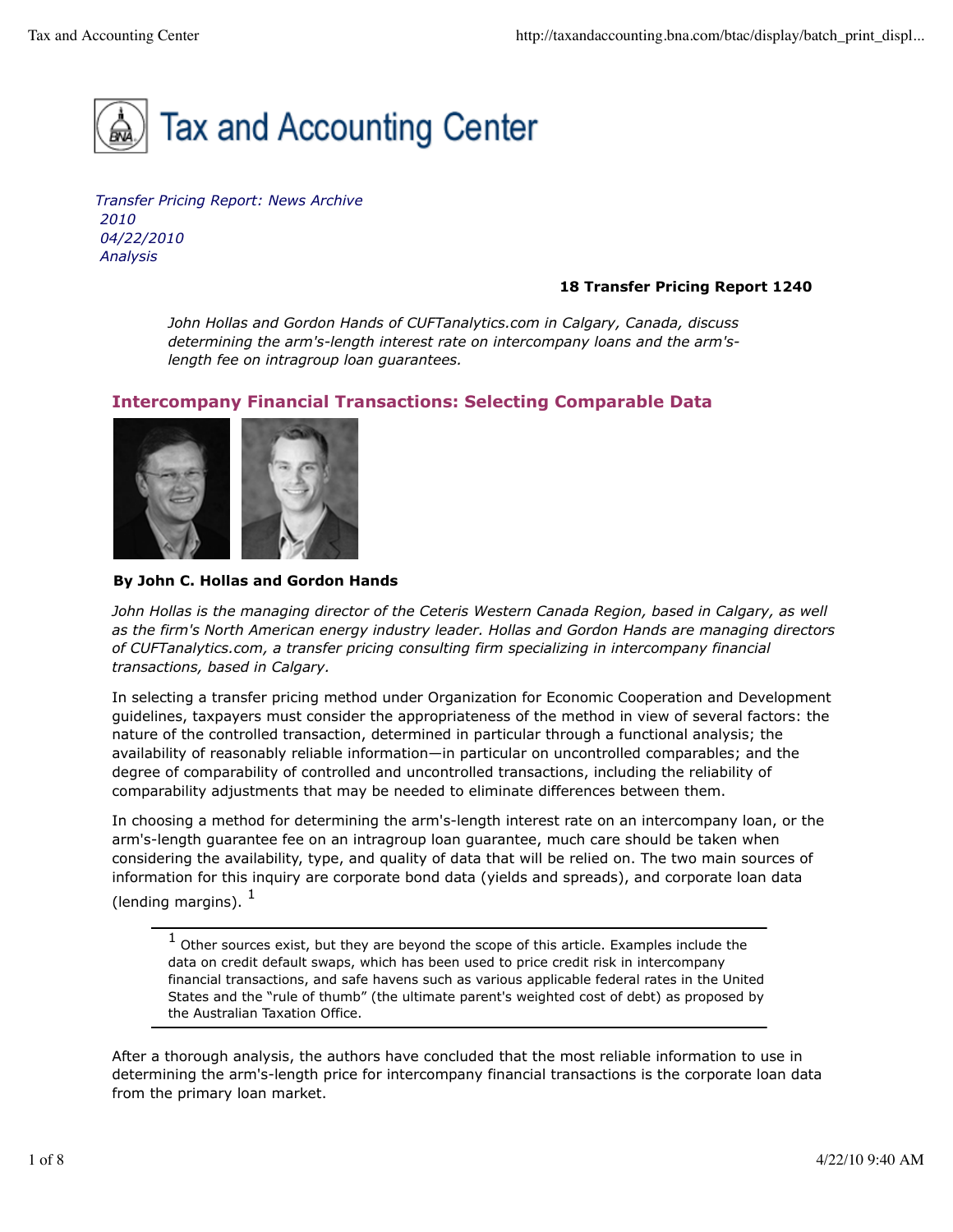*Transfer Pricing Report: News Archive*
*2010*
*04/22/2010*
*Analysis*

**18 Transfer Pricing Report 1240**

*John Hollas and Gordon Hands of CUFTanalytics.com in Calgary, Canada, discuss determining the arm's-length interest rate on intercompany loans and the arm's-length fee on intragroup loan guarantees.*

## Intercompany Financial Transactions: Selecting Comparable Data

**By John C. Hollas and Gordon Hands**

*John Hollas is the managing director of the Ceteris Western Canada Region, based in Calgary, as well as the firm's North American energy industry leader. Hollas and Gordon Hands are managing directors of CUFTanalytics.com, a transfer pricing consulting firm specializing in intercompany financial transactions, based in Calgary.*

In selecting a transfer pricing method under Organization for Economic Cooperation and Development guidelines, taxpayers must consider the appropriateness of the method in view of several factors: the nature of the controlled transaction, determined in particular through a functional analysis; the availability of reasonably reliable information—in particular on uncontrolled comparables; and the degree of comparability of controlled and uncontrolled transactions, including the reliability of comparability adjustments that may be needed to eliminate differences between them.

In choosing a method for determining the arm's-length interest rate on an intercompany loan, or the arm's-length guarantee fee on an intragroup loan guarantee, much care should be taken when considering the availability, type, and quality of data that will be relied on. The two main sources of information for this inquiry are corporate bond data (yields and spreads), and corporate loan data (lending margins). [1]

[1] Other sources exist, but they are beyond the scope of this article. Examples include the data on credit default swaps, which has been used to price credit risk in intercompany financial transactions, and safe havens such as various applicable federal rates in the United States and the "rule of thumb" (the ultimate parent's weighted cost of debt) as proposed by the Australian Taxation Office.

After a thorough analysis, the authors have concluded that the most reliable information to use in determining the arm's-length price for intercompany financial transactions is the corporate loan data from the primary loan market.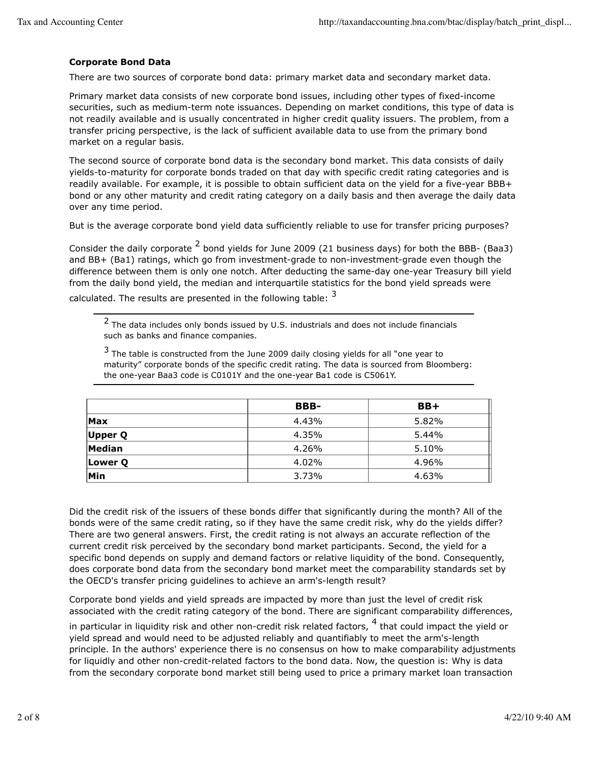**Corporate Bond Data**

There are two sources of corporate bond data: primary market data and secondary market data.

Primary market data consists of new corporate bond issues, including other types of fixed-income securities, such as medium-term note issuances. Depending on market conditions, this type of data is not readily available and is usually concentrated in higher credit quality issuers. The problem, from a transfer pricing perspective, is the lack of sufficient available data to use from the primary bond market on a regular basis.

The second source of corporate bond data is the secondary bond market. This data consists of daily yields-to-maturity for corporate bonds traded on that day with specific credit rating categories and is readily available. For example, it is possible to obtain sufficient data on the yield for a five-year BBB+ bond or any other maturity and credit rating category on a daily basis and then average the daily data over any time period.

But is the average corporate bond yield data sufficiently reliable to use for transfer pricing purposes?

Consider the daily corporate [2] bond yields for June 2009 (21 business days) for both the BBB- (Baa3) and BB+ (Ba1) ratings, which go from investment-grade to non-investment-grade even though the difference between them is only one notch. After deducting the same-day one-year Treasury bill yield from the daily bond yield, the median and interquartile statistics for the bond yield spreads were calculated. The results are presented in the following table: [3]

[2] The data includes only bonds issued by U.S. industrials and does not include financials such as banks and finance companies.

[3] The table is constructed from the June 2009 daily closing yields for all "one year to maturity" corporate bonds of the specific credit rating. The data is sourced from Bloomberg: the one-year Baa3 code is C0101Y and the one-year Ba1 code is C5061Y.

| | BBB- | BB+ |
|---|---|---|
| **Max** | 4.43% | 5.82% |
| **Upper Q** | 4.35% | 5.44% |
| **Median** | 4.26% | 5.10% |
| **Lower Q** | 4.02% | 4.96% |
| **Min** | 3.73% | 4.63% |

Did the credit risk of the issuers of these bonds differ that significantly during the month? All of the bonds were of the same credit rating, so if they have the same credit risk, why do the yields differ? There are two general answers. First, the credit rating is not always an accurate reflection of the current credit risk perceived by the secondary bond market participants. Second, the yield for a specific bond depends on supply and demand factors or relative liquidity of the bond. Consequently, does corporate bond data from the secondary bond market meet the comparability standards set by the OECD's transfer pricing guidelines to achieve an arm's-length result?

Corporate bond yields and yield spreads are impacted by more than just the level of credit risk associated with the credit rating category of the bond. There are significant comparability differences, in particular in liquidity risk and other non-credit risk related factors, [4] that could impact the yield or yield spread and would need to be adjusted reliably and quantifiably to meet the arm's-length principle. In the authors' experience there is no consensus on how to make comparability adjustments for liquidly and other non-credit-related factors to the bond data. Now, the question is: Why is data from the secondary corporate bond market still being used to price a primary market loan transaction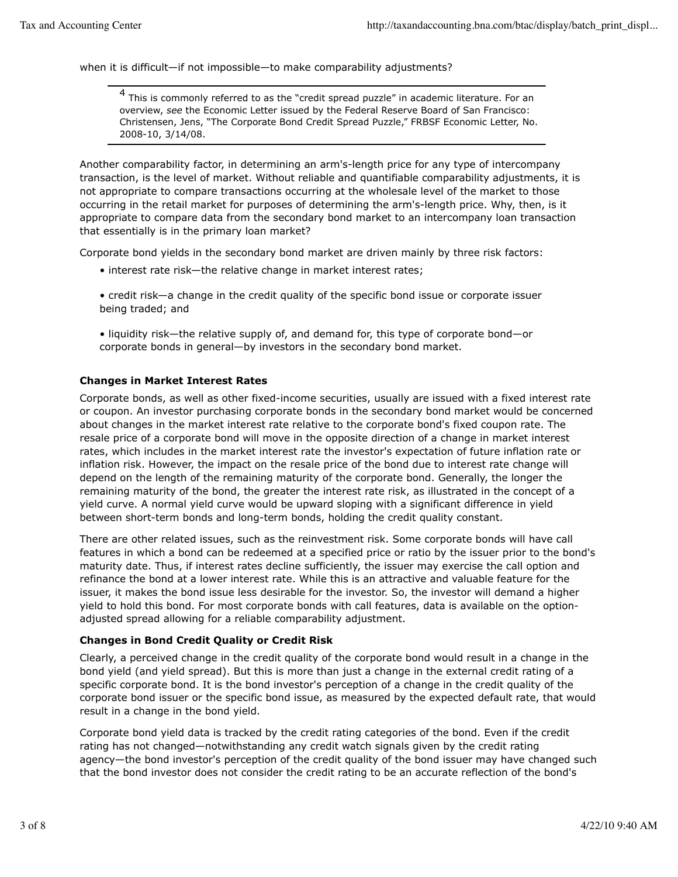when it is difficult—if not impossible—to make comparability adjustments?

---

[4] This is commonly referred to as the "credit spread puzzle" in academic literature. For an overview, *see* the Economic Letter issued by the Federal Reserve Board of San Francisco: Christensen, Jens, "The Corporate Bond Credit Spread Puzzle," FRBSF Economic Letter, No. 2008-10, 3/14/08.

---

Another comparability factor, in determining an arm's-length price for any type of intercompany transaction, is the level of market. Without reliable and quantifiable comparability adjustments, it is not appropriate to compare transactions occurring at the wholesale level of the market to those occurring in the retail market for purposes of determining the arm's-length price. Why, then, is it appropriate to compare data from the secondary bond market to an intercompany loan transaction that essentially is in the primary loan market?

Corporate bond yields in the secondary bond market are driven mainly by three risk factors:

- interest rate risk—the relative change in market interest rates;
- credit risk—a change in the credit quality of the specific bond issue or corporate issuer being traded; and
- liquidity risk—the relative supply of, and demand for, this type of corporate bond—or corporate bonds in general—by investors in the secondary bond market.

**Changes in Market Interest Rates**

Corporate bonds, as well as other fixed-income securities, usually are issued with a fixed interest rate or coupon. An investor purchasing corporate bonds in the secondary bond market would be concerned about changes in the market interest rate relative to the corporate bond's fixed coupon rate. The resale price of a corporate bond will move in the opposite direction of a change in market interest rates, which includes in the market interest rate the investor's expectation of future inflation rate or inflation risk. However, the impact on the resale price of the bond due to interest rate change will depend on the length of the remaining maturity of the corporate bond. Generally, the longer the remaining maturity of the bond, the greater the interest rate risk, as illustrated in the concept of a yield curve. A normal yield curve would be upward sloping with a significant difference in yield between short-term bonds and long-term bonds, holding the credit quality constant.

There are other related issues, such as the reinvestment risk. Some corporate bonds will have call features in which a bond can be redeemed at a specified price or ratio by the issuer prior to the bond's maturity date. Thus, if interest rates decline sufficiently, the issuer may exercise the call option and refinance the bond at a lower interest rate. While this is an attractive and valuable feature for the issuer, it makes the bond issue less desirable for the investor. So, the investor will demand a higher yield to hold this bond. For most corporate bonds with call features, data is available on the option-adjusted spread allowing for a reliable comparability adjustment.

**Changes in Bond Credit Quality or Credit Risk**

Clearly, a perceived change in the credit quality of the corporate bond would result in a change in the bond yield (and yield spread). But this is more than just a change in the external credit rating of a specific corporate bond. It is the bond investor's perception of a change in the credit quality of the corporate bond issuer or the specific bond issue, as measured by the expected default rate, that would result in a change in the bond yield.

Corporate bond yield data is tracked by the credit rating categories of the bond. Even if the credit rating has not changed—notwithstanding any credit watch signals given by the credit rating agency—the bond investor's perception of the credit quality of the bond issuer may have changed such that the bond investor does not consider the credit rating to be an accurate reflection of the bond's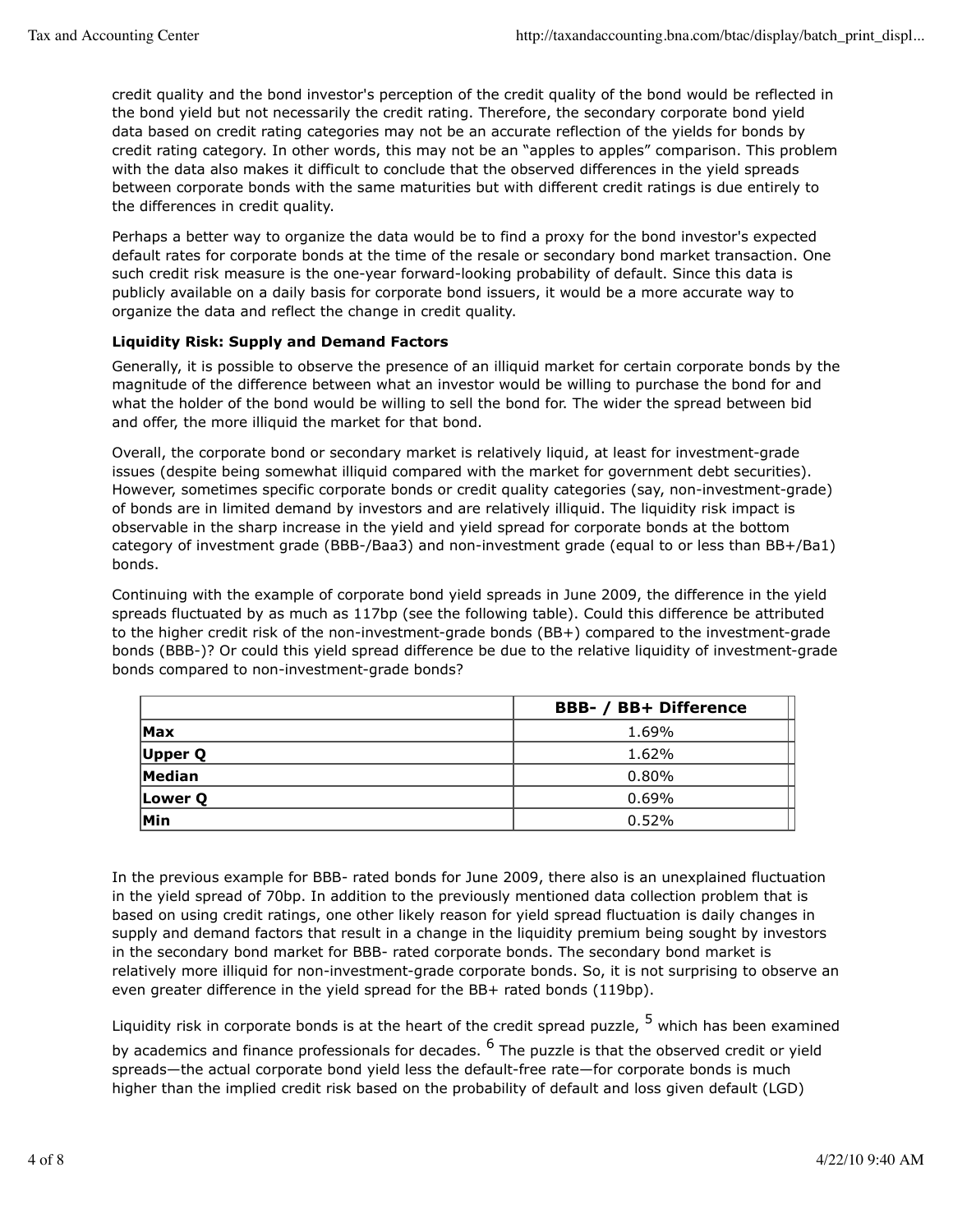credit quality and the bond investor's perception of the credit quality of the bond would be reflected in the bond yield but not necessarily the credit rating. Therefore, the secondary corporate bond yield data based on credit rating categories may not be an accurate reflection of the yields for bonds by credit rating category. In other words, this may not be an "apples to apples" comparison. This problem with the data also makes it difficult to conclude that the observed differences in the yield spreads between corporate bonds with the same maturities but with different credit ratings is due entirely to the differences in credit quality.

Perhaps a better way to organize the data would be to find a proxy for the bond investor's expected default rates for corporate bonds at the time of the resale or secondary bond market transaction. One such credit risk measure is the one-year forward-looking probability of default. Since this data is publicly available on a daily basis for corporate bond issuers, it would be a more accurate way to organize the data and reflect the change in credit quality.

**Liquidity Risk: Supply and Demand Factors**

Generally, it is possible to observe the presence of an illiquid market for certain corporate bonds by the magnitude of the difference between what an investor would be willing to purchase the bond for and what the holder of the bond would be willing to sell the bond for. The wider the spread between bid and offer, the more illiquid the market for that bond.

Overall, the corporate bond or secondary market is relatively liquid, at least for investment-grade issues (despite being somewhat illiquid compared with the market for government debt securities). However, sometimes specific corporate bonds or credit quality categories (say, non-investment-grade) of bonds are in limited demand by investors and are relatively illiquid. The liquidity risk impact is observable in the sharp increase in the yield and yield spread for corporate bonds at the bottom category of investment grade (BBB-/Baa3) and non-investment grade (equal to or less than BB+/Ba1) bonds.

Continuing with the example of corporate bond yield spreads in June 2009, the difference in the yield spreads fluctuated by as much as 117bp (see the following table). Could this difference be attributed to the higher credit risk of the non-investment-grade bonds (BB+) compared to the investment-grade bonds (BBB-)? Or could this yield spread difference be due to the relative liquidity of investment-grade bonds compared to non-investment-grade bonds?

| | BBB- / BB+ Difference |
|---|---|
| **Max** | 1.69% |
| **Upper Q** | 1.62% |
| **Median** | 0.80% |
| **Lower Q** | 0.69% |
| **Min** | 0.52% |

In the previous example for BBB- rated bonds for June 2009, there also is an unexplained fluctuation in the yield spread of 70bp. In addition to the previously mentioned data collection problem that is based on using credit ratings, one other likely reason for yield spread fluctuation is daily changes in supply and demand factors that result in a change in the liquidity premium being sought by investors in the secondary bond market for BBB- rated corporate bonds. The secondary bond market is relatively more illiquid for non-investment-grade corporate bonds. So, it is not surprising to observe an even greater difference in the yield spread for the BB+ rated bonds (119bp).

Liquidity risk in corporate bonds is at the heart of the credit spread puzzle, [5] which has been examined by academics and finance professionals for decades. [6] The puzzle is that the observed credit or yield spreads—the actual corporate bond yield less the default-free rate—for corporate bonds is much higher than the implied credit risk based on the probability of default and loss given default (LGD)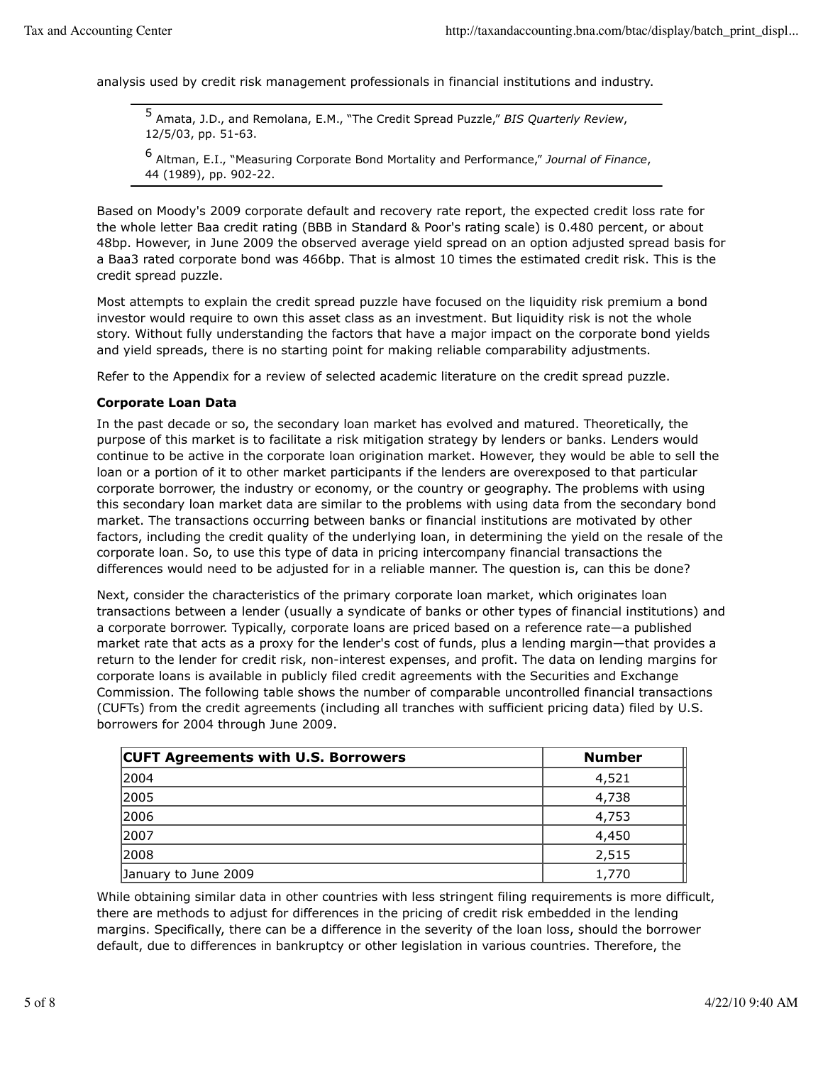analysis used by credit risk management professionals in financial institutions and industry.

[5] Amata, J.D., and Remolana, E.M., "The Credit Spread Puzzle," *BIS Quarterly Review*, 12/5/03, pp. 51-63.

[6] Altman, E.I., "Measuring Corporate Bond Mortality and Performance," *Journal of Finance*, 44 (1989), pp. 902-22.

Based on Moody's 2009 corporate default and recovery rate report, the expected credit loss rate for the whole letter Baa credit rating (BBB in Standard & Poor's rating scale) is 0.480 percent, or about 48bp. However, in June 2009 the observed average yield spread on an option adjusted spread basis for a Baa3 rated corporate bond was 466bp. That is almost 10 times the estimated credit risk. This is the credit spread puzzle.

Most attempts to explain the credit spread puzzle have focused on the liquidity risk premium a bond investor would require to own this asset class as an investment. But liquidity risk is not the whole story. Without fully understanding the factors that have a major impact on the corporate bond yields and yield spreads, there is no starting point for making reliable comparability adjustments.

Refer to the Appendix for a review of selected academic literature on the credit spread puzzle.

**Corporate Loan Data**

In the past decade or so, the secondary loan market has evolved and matured. Theoretically, the purpose of this market is to facilitate a risk mitigation strategy by lenders or banks. Lenders would continue to be active in the corporate loan origination market. However, they would be able to sell the loan or a portion of it to other market participants if the lenders are overexposed to that particular corporate borrower, the industry or economy, or the country or geography. The problems with using this secondary loan market data are similar to the problems with using data from the secondary bond market. The transactions occurring between banks or financial institutions are motivated by other factors, including the credit quality of the underlying loan, in determining the yield on the resale of the corporate loan. So, to use this type of data in pricing intercompany financial transactions the differences would need to be adjusted for in a reliable manner. The question is, can this be done?

Next, consider the characteristics of the primary corporate loan market, which originates loan transactions between a lender (usually a syndicate of banks or other types of financial institutions) and a corporate borrower. Typically, corporate loans are priced based on a reference rate—a published market rate that acts as a proxy for the lender's cost of funds, plus a lending margin—that provides a return to the lender for credit risk, non-interest expenses, and profit. The data on lending margins for corporate loans is available in publicly filed credit agreements with the Securities and Exchange Commission. The following table shows the number of comparable uncontrolled financial transactions (CUFTs) from the credit agreements (including all tranches with sufficient pricing data) filed by U.S. borrowers for 2004 through June 2009.

| CUFT Agreements with U.S. Borrowers | Number |
|---|---|
| 2004 | 4,521 |
| 2005 | 4,738 |
| 2006 | 4,753 |
| 2007 | 4,450 |
| 2008 | 2,515 |
| January to June 2009 | 1,770 |

While obtaining similar data in other countries with less stringent filing requirements is more difficult, there are methods to adjust for differences in the pricing of credit risk embedded in the lending margins. Specifically, there can be a difference in the severity of the loan loss, should the borrower default, due to differences in bankruptcy or other legislation in various countries. Therefore, the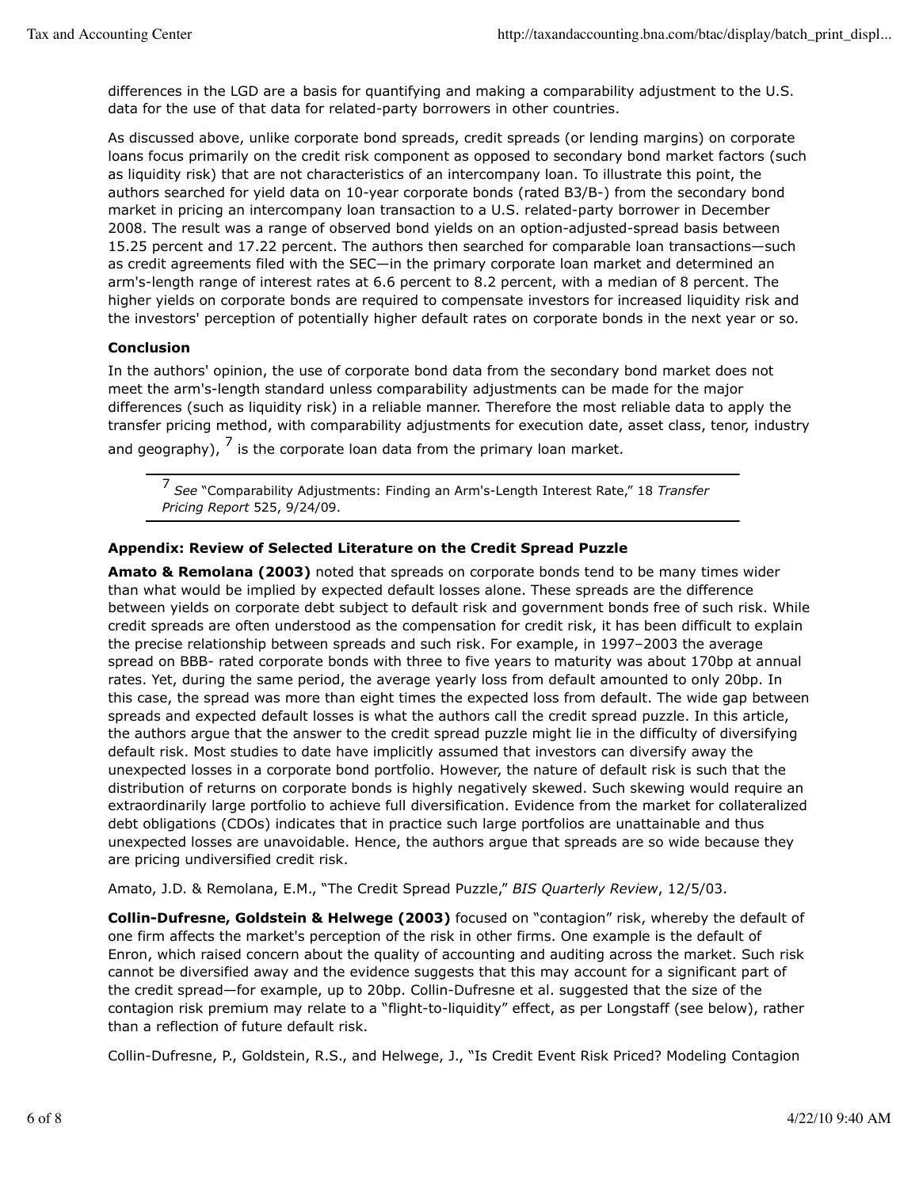differences in the LGD are a basis for quantifying and making a comparability adjustment to the U.S. data for the use of that data for related-party borrowers in other countries.

As discussed above, unlike corporate bond spreads, credit spreads (or lending margins) on corporate loans focus primarily on the credit risk component as opposed to secondary bond market factors (such as liquidity risk) that are not characteristics of an intercompany loan. To illustrate this point, the authors searched for yield data on 10-year corporate bonds (rated B3/B-) from the secondary bond market in pricing an intercompany loan transaction to a U.S. related-party borrower in December 2008. The result was a range of observed bond yields on an option-adjusted-spread basis between 15.25 percent and 17.22 percent. The authors then searched for comparable loan transactions—such as credit agreements filed with the SEC—in the primary corporate loan market and determined an arm's-length range of interest rates at 6.6 percent to 8.2 percent, with a median of 8 percent. The higher yields on corporate bonds are required to compensate investors for increased liquidity risk and the investors' perception of potentially higher default rates on corporate bonds in the next year or so.

### Conclusion

In the authors' opinion, the use of corporate bond data from the secondary bond market does not meet the arm's-length standard unless comparability adjustments can be made for the major differences (such as liquidity risk) in a reliable manner. Therefore the most reliable data to apply the transfer pricing method, with comparability adjustments for execution date, asset class, tenor, industry and geography), [7] is the corporate loan data from the primary loan market.

---

[7] *See* "Comparability Adjustments: Finding an Arm's-Length Interest Rate," 18 *Transfer Pricing Report* 525, 9/24/09.

---

### Appendix: Review of Selected Literature on the Credit Spread Puzzle

**Amato & Remolana (2003)** noted that spreads on corporate bonds tend to be many times wider than what would be implied by expected default losses alone. These spreads are the difference between yields on corporate debt subject to default risk and government bonds free of such risk. While credit spreads are often understood as the compensation for credit risk, it has been difficult to explain the precise relationship between spreads and such risk. For example, in 1997–2003 the average spread on BBB- rated corporate bonds with three to five years to maturity was about 170bp at annual rates. Yet, during the same period, the average yearly loss from default amounted to only 20bp. In this case, the spread was more than eight times the expected loss from default. The wide gap between spreads and expected default losses is what the authors call the credit spread puzzle. In this article, the authors argue that the answer to the credit spread puzzle might lie in the difficulty of diversifying default risk. Most studies to date have implicitly assumed that investors can diversify away the unexpected losses in a corporate bond portfolio. However, the nature of default risk is such that the distribution of returns on corporate bonds is highly negatively skewed. Such skewing would require an extraordinarily large portfolio to achieve full diversification. Evidence from the market for collateralized debt obligations (CDOs) indicates that in practice such large portfolios are unattainable and thus unexpected losses are unavoidable. Hence, the authors argue that spreads are so wide because they are pricing undiversified credit risk.

Amato, J.D. & Remolana, E.M., "The Credit Spread Puzzle," *BIS Quarterly Review*, 12/5/03.

**Collin-Dufresne, Goldstein & Helwege (2003)** focused on "contagion" risk, whereby the default of one firm affects the market's perception of the risk in other firms. One example is the default of Enron, which raised concern about the quality of accounting and auditing across the market. Such risk cannot be diversified away and the evidence suggests that this may account for a significant part of the credit spread—for example, up to 20bp. Collin-Dufresne et al. suggested that the size of the contagion risk premium may relate to a "flight-to-liquidity" effect, as per Longstaff (see below), rather than a reflection of future default risk.

Collin-Dufresne, P., Goldstein, R.S., and Helwege, J., "Is Credit Event Risk Priced? Modeling Contagion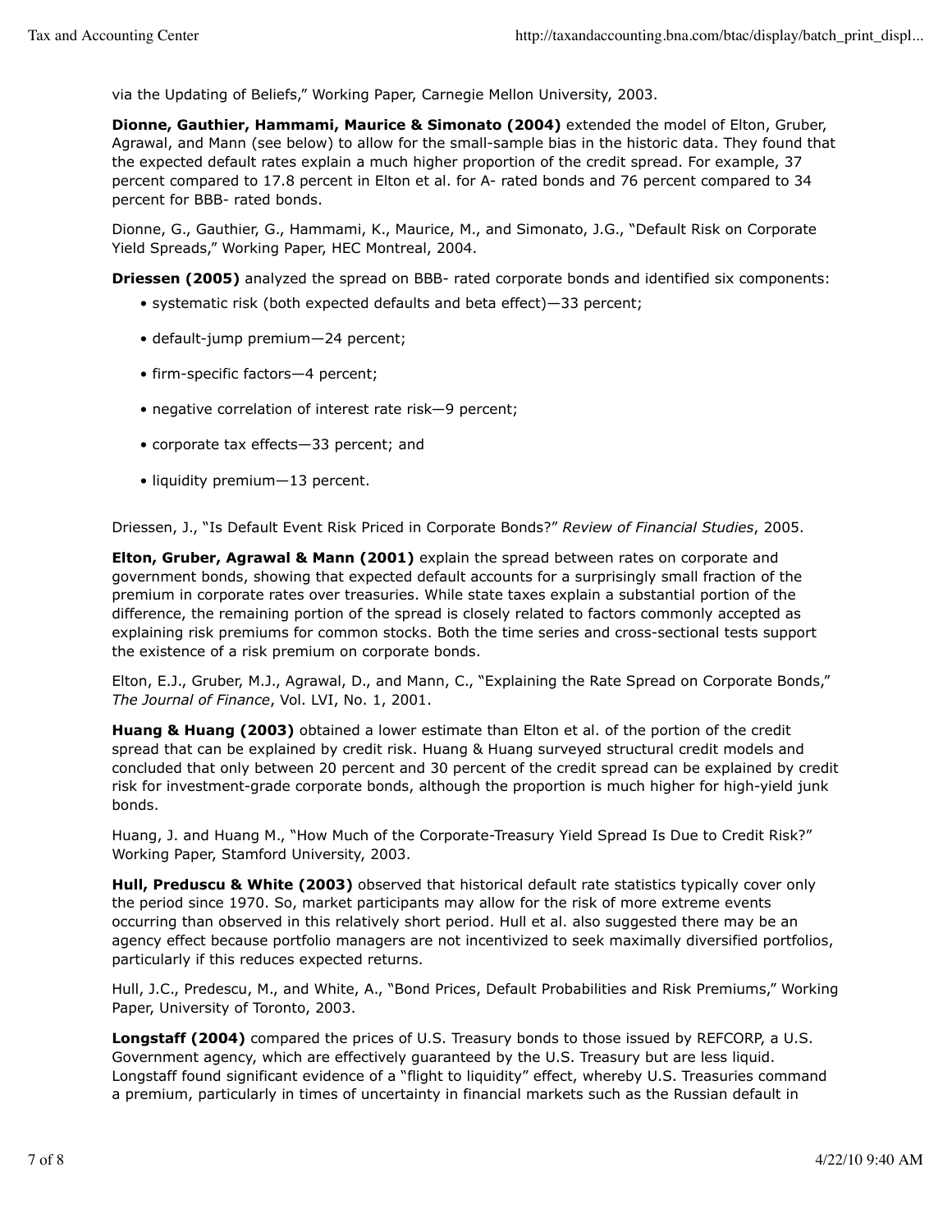via the Updating of Beliefs," Working Paper, Carnegie Mellon University, 2003.

**Dionne, Gauthier, Hammami, Maurice & Simonato (2004)** extended the model of Elton, Gruber, Agrawal, and Mann (see below) to allow for the small-sample bias in the historic data. They found that the expected default rates explain a much higher proportion of the credit spread. For example, 37 percent compared to 17.8 percent in Elton et al. for A- rated bonds and 76 percent compared to 34 percent for BBB- rated bonds.

Dionne, G., Gauthier, G., Hammami, K., Maurice, M., and Simonato, J.G., "Default Risk on Corporate Yield Spreads," Working Paper, HEC Montreal, 2004.

**Driessen (2005)** analyzed the spread on BBB- rated corporate bonds and identified six components:

- systematic risk (both expected defaults and beta effect)—33 percent;
- default-jump premium—24 percent;
- firm-specific factors—4 percent;
- negative correlation of interest rate risk—9 percent;
- corporate tax effects—33 percent; and
- liquidity premium—13 percent.

Driessen, J., "Is Default Event Risk Priced in Corporate Bonds?" *Review of Financial Studies*, 2005.

**Elton, Gruber, Agrawal & Mann (2001)** explain the spread between rates on corporate and government bonds, showing that expected default accounts for a surprisingly small fraction of the premium in corporate rates over treasuries. While state taxes explain a substantial portion of the difference, the remaining portion of the spread is closely related to factors commonly accepted as explaining risk premiums for common stocks. Both the time series and cross-sectional tests support the existence of a risk premium on corporate bonds.

Elton, E.J., Gruber, M.J., Agrawal, D., and Mann, C., "Explaining the Rate Spread on Corporate Bonds," *The Journal of Finance*, Vol. LVI, No. 1, 2001.

**Huang & Huang (2003)** obtained a lower estimate than Elton et al. of the portion of the credit spread that can be explained by credit risk. Huang & Huang surveyed structural credit models and concluded that only between 20 percent and 30 percent of the credit spread can be explained by credit risk for investment-grade corporate bonds, although the proportion is much higher for high-yield junk bonds.

Huang, J. and Huang M., "How Much of the Corporate-Treasury Yield Spread Is Due to Credit Risk?" Working Paper, Stamford University, 2003.

**Hull, Preduscu & White (2003)** observed that historical default rate statistics typically cover only the period since 1970. So, market participants may allow for the risk of more extreme events occurring than observed in this relatively short period. Hull et al. also suggested there may be an agency effect because portfolio managers are not incentivized to seek maximally diversified portfolios, particularly if this reduces expected returns.

Hull, J.C., Predescu, M., and White, A., "Bond Prices, Default Probabilities and Risk Premiums," Working Paper, University of Toronto, 2003.

**Longstaff (2004)** compared the prices of U.S. Treasury bonds to those issued by REFCORP, a U.S. Government agency, which are effectively guaranteed by the U.S. Treasury but are less liquid. Longstaff found significant evidence of a "flight to liquidity" effect, whereby U.S. Treasuries command a premium, particularly in times of uncertainty in financial markets such as the Russian default in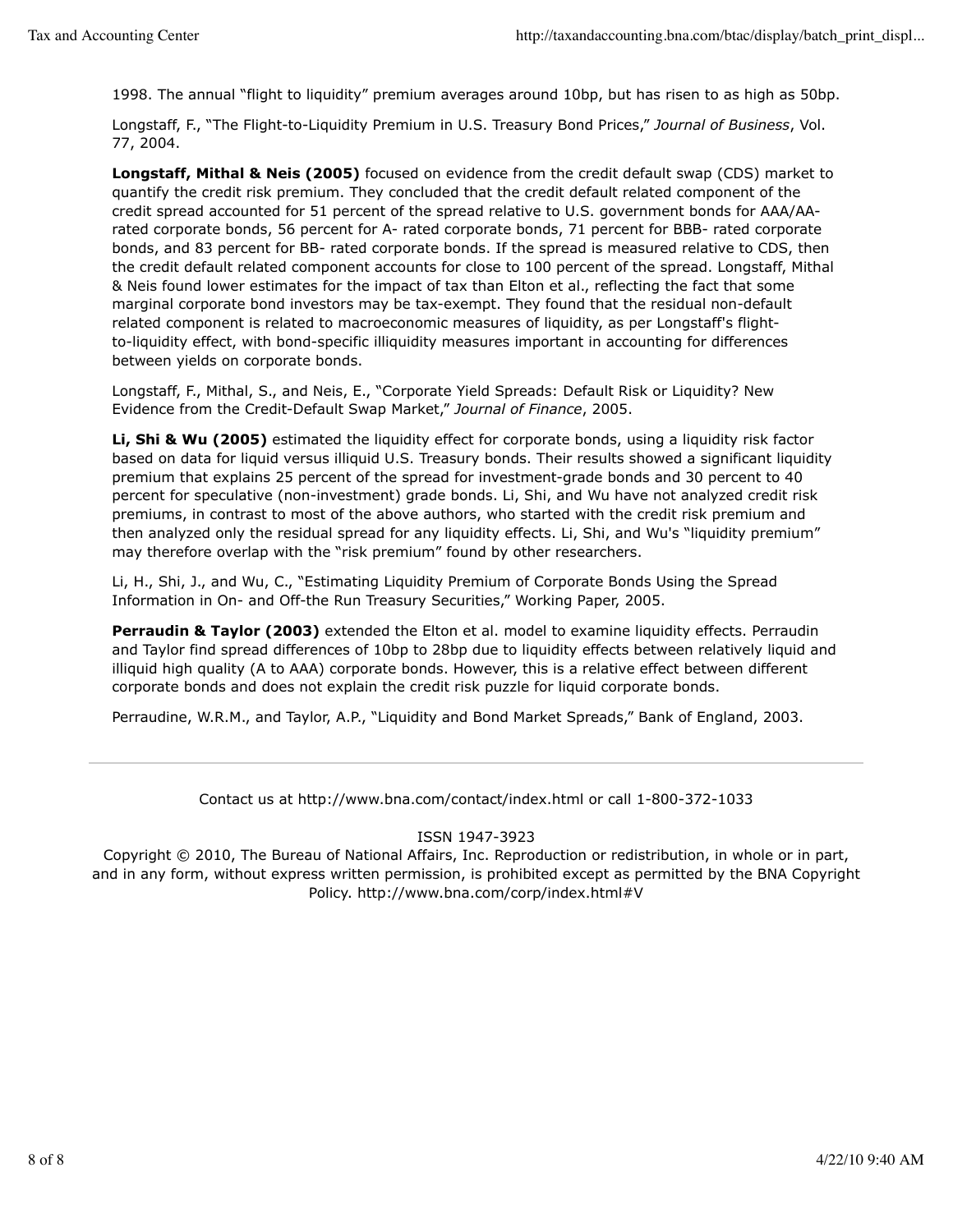1998. The annual "flight to liquidity" premium averages around 10bp, but has risen to as high as 50bp.

Longstaff, F., "The Flight-to-Liquidity Premium in U.S. Treasury Bond Prices," *Journal of Business*, Vol. 77, 2004.

**Longstaff, Mithal & Neis (2005)** focused on evidence from the credit default swap (CDS) market to quantify the credit risk premium. They concluded that the credit default related component of the credit spread accounted for 51 percent of the spread relative to U.S. government bonds for AAA/AA-rated corporate bonds, 56 percent for A- rated corporate bonds, 71 percent for BBB- rated corporate bonds, and 83 percent for BB- rated corporate bonds. If the spread is measured relative to CDS, then the credit default related component accounts for close to 100 percent of the spread. Longstaff, Mithal & Neis found lower estimates for the impact of tax than Elton et al., reflecting the fact that some marginal corporate bond investors may be tax-exempt. They found that the residual non-default related component is related to macroeconomic measures of liquidity, as per Longstaff's flight-to-liquidity effect, with bond-specific illiquidity measures important in accounting for differences between yields on corporate bonds.

Longstaff, F., Mithal, S., and Neis, E., "Corporate Yield Spreads: Default Risk or Liquidity? New Evidence from the Credit-Default Swap Market," *Journal of Finance*, 2005.

**Li, Shi & Wu (2005)** estimated the liquidity effect for corporate bonds, using a liquidity risk factor based on data for liquid versus illiquid U.S. Treasury bonds. Their results showed a significant liquidity premium that explains 25 percent of the spread for investment-grade bonds and 30 percent to 40 percent for speculative (non-investment) grade bonds. Li, Shi, and Wu have not analyzed credit risk premiums, in contrast to most of the above authors, who started with the credit risk premium and then analyzed only the residual spread for any liquidity effects. Li, Shi, and Wu's "liquidity premium" may therefore overlap with the "risk premium" found by other researchers.

Li, H., Shi, J., and Wu, C., "Estimating Liquidity Premium of Corporate Bonds Using the Spread Information in On- and Off-the Run Treasury Securities," Working Paper, 2005.

**Perraudin & Taylor (2003)** extended the Elton et al. model to examine liquidity effects. Perraudin and Taylor find spread differences of 10bp to 28bp due to liquidity effects between relatively liquid and illiquid high quality (A to AAA) corporate bonds. However, this is a relative effect between different corporate bonds and does not explain the credit risk puzzle for liquid corporate bonds.

Perraudine, W.R.M., and Taylor, A.P., "Liquidity and Bond Market Spreads," Bank of England, 2003.

---

Contact us at http://www.bna.com/contact/index.html or call 1-800-372-1033

ISSN 1947-3923

Copyright © 2010, The Bureau of National Affairs, Inc. Reproduction or redistribution, in whole or in part, and in any form, without express written permission, is prohibited except as permitted by the BNA Copyright Policy. http://www.bna.com/corp/index.html#V